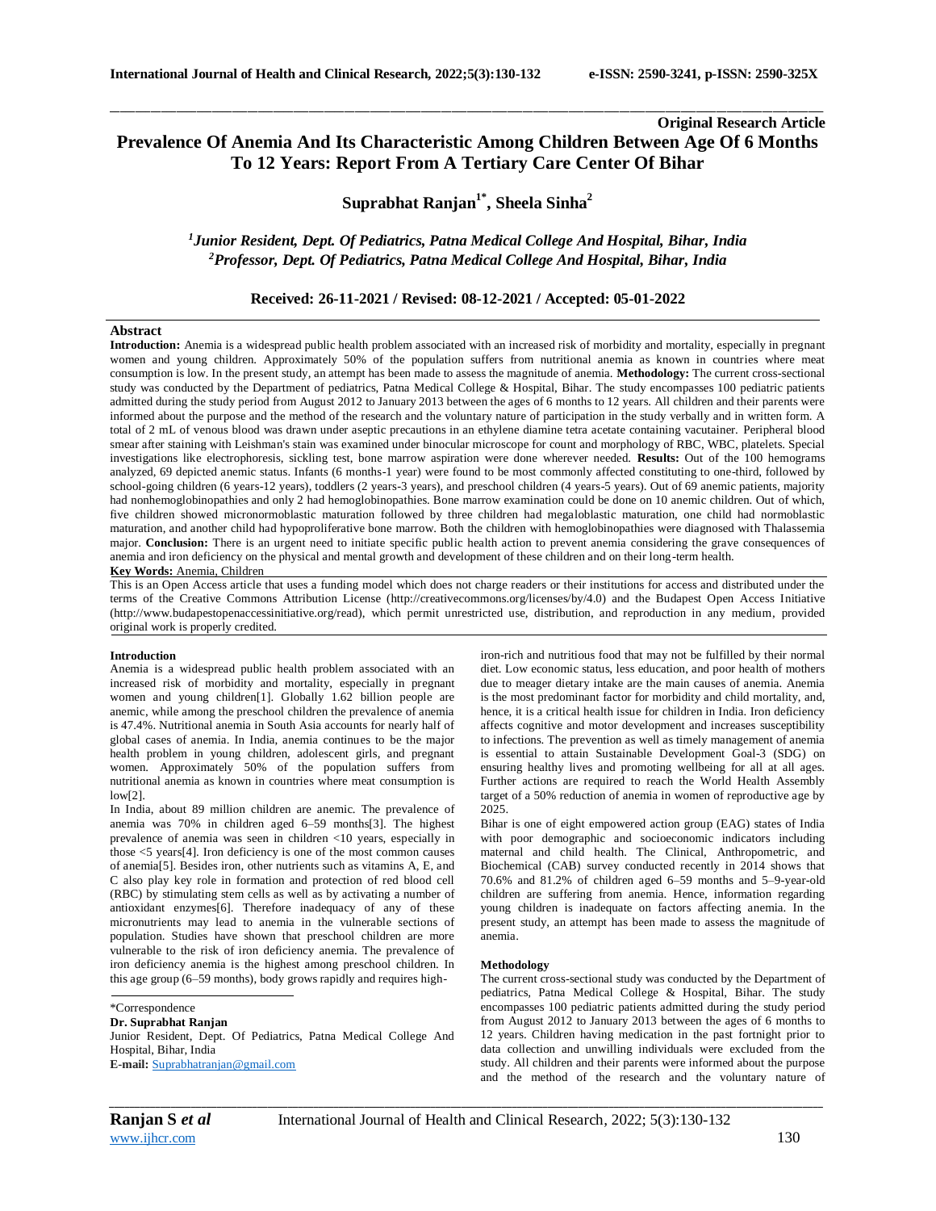**Original Research Article**

# Prevalence Of Anemia And Its Characteristic Among Children Between Age Of 6 Months To 12 Years: Report From A Tertiary Care Center Of Bihar

**Suprabhat Ranjan[1*], Sheela Sinha[2]**

*[1]Junior Resident, Dept. Of Pediatrics, Patna Medical College And Hospital, Bihar, India*
*[2]Professor, Dept. Of Pediatrics, Patna Medical College And Hospital, Bihar, India*

**Received: 26-11-2021 / Revised: 08-12-2021 / Accepted: 05-01-2022**

## Abstract

**Introduction:** Anemia is a widespread public health problem associated with an increased risk of morbidity and mortality, especially in pregnant women and young children. Approximately 50% of the population suffers from nutritional anemia as known in countries where meat consumption is low. In the present study, an attempt has been made to assess the magnitude of anemia. **Methodology:** The current cross-sectional study was conducted by the Department of pediatrics, Patna Medical College & Hospital, Bihar. The study encompasses 100 pediatric patients admitted during the study period from August 2012 to January 2013 between the ages of 6 months to 12 years. All children and their parents were informed about the purpose and the method of the research and the voluntary nature of participation in the study verbally and in written form. A total of 2 mL of venous blood was drawn under aseptic precautions in an ethylene diamine tetra acetate containing vacutainer. Peripheral blood smear after staining with Leishman's stain was examined under binocular microscope for count and morphology of RBC, WBC, platelets. Special investigations like electrophoresis, sickling test, bone marrow aspiration were done wherever needed. **Results:** Out of the 100 hemograms analyzed, 69 depicted anemic status. Infants (6 months-1 year) were found to be most commonly affected constituting to one-third, followed by school-going children (6 years-12 years), toddlers (2 years-3 years), and preschool children (4 years-5 years). Out of 69 anemic patients, majority had nonhemoglobinopathies and only 2 had hemoglobinopathies. Bone marrow examination could be done on 10 anemic children. Out of which, five children showed micronormoblastic maturation followed by three children had megaloblastic maturation, one child had normoblastic maturation, and another child had hypoproliferative bone marrow. Both the children with hemoglobinopathies were diagnosed with Thalassemia major. **Conclusion:** There is an urgent need to initiate specific public health action to prevent anemia considering the grave consequences of anemia and iron deficiency on the physical and mental growth and development of these children and on their long-term health.

**Key Words:** Anemia, Children

This is an Open Access article that uses a funding model which does not charge readers or their institutions for access and distributed under the terms of the Creative Commons Attribution License (http://creativecommons.org/licenses/by/4.0) and the Budapest Open Access Initiative (http://www.budapestopenaccessinitiative.org/read), which permit unrestricted use, distribution, and reproduction in any medium, provided original work is properly credited.

## Introduction

Anemia is a widespread public health problem associated with an increased risk of morbidity and mortality, especially in pregnant women and young children[1]. Globally 1.62 billion people are anemic, while among the preschool children the prevalence of anemia is 47.4%. Nutritional anemia in South Asia accounts for nearly half of global cases of anemia. In India, anemia continues to be the major health problem in young children, adolescent girls, and pregnant women. Approximately 50% of the population suffers from nutritional anemia as known in countries where meat consumption is low[2].

In India, about 89 million children are anemic. The prevalence of anemia was 70% in children aged 6–59 months[3]. The highest prevalence of anemia was seen in children <10 years, especially in those <5 years[4]. Iron deficiency is one of the most common causes of anemia[5]. Besides iron, other nutrients such as vitamins A, E, and C also play key role in formation and protection of red blood cell (RBC) by stimulating stem cells as well as by activating a number of antioxidant enzymes[6]. Therefore inadequacy of any of these micronutrients may lead to anemia in the vulnerable sections of population. Studies have shown that preschool children are more vulnerable to the risk of iron deficiency anemia. The prevalence of iron deficiency anemia is the highest among preschool children. In this age group (6–59 months), body grows rapidly and requires high-iron-rich and nutritious food that may not be fulfilled by their normal diet. Low economic status, less education, and poor health of mothers due to meager dietary intake are the main causes of anemia. Anemia is the most predominant factor for morbidity and child mortality, and, hence, it is a critical health issue for children in India. Iron deficiency affects cognitive and motor development and increases susceptibility to infections. The prevention as well as timely management of anemia is essential to attain Sustainable Development Goal-3 (SDG) on ensuring healthy lives and promoting wellbeing for all at all ages. Further actions are required to reach the World Health Assembly target of a 50% reduction of anemia in women of reproductive age by 2025.

Bihar is one of eight empowered action group (EAG) states of India with poor demographic and socioeconomic indicators including maternal and child health. The Clinical, Anthropometric, and Biochemical (CAB) survey conducted recently in 2014 shows that 70.6% and 81.2% of children aged 6–59 months and 5–9-year-old children are suffering from anemia. Hence, information regarding young children is inadequate on factors affecting anemia. In the present study, an attempt has been made to assess the magnitude of anemia.

*Correspondence
**Dr. Suprabhat Ranjan**
Junior Resident, Dept. Of Pediatrics, Patna Medical College And Hospital, Bihar, India
**E-mail:** Suprabhatranjan@gmail.com

## Methodology

The current cross-sectional study was conducted by the Department of pediatrics, Patna Medical College & Hospital, Bihar. The study encompasses 100 pediatric patients admitted during the study period from August 2012 to January 2013 between the ages of 6 months to 12 years. Children having medication in the past fortnight prior to data collection and unwilling individuals were excluded from the study. All children and their parents were informed about the purpose and the method of the research and the voluntary nature of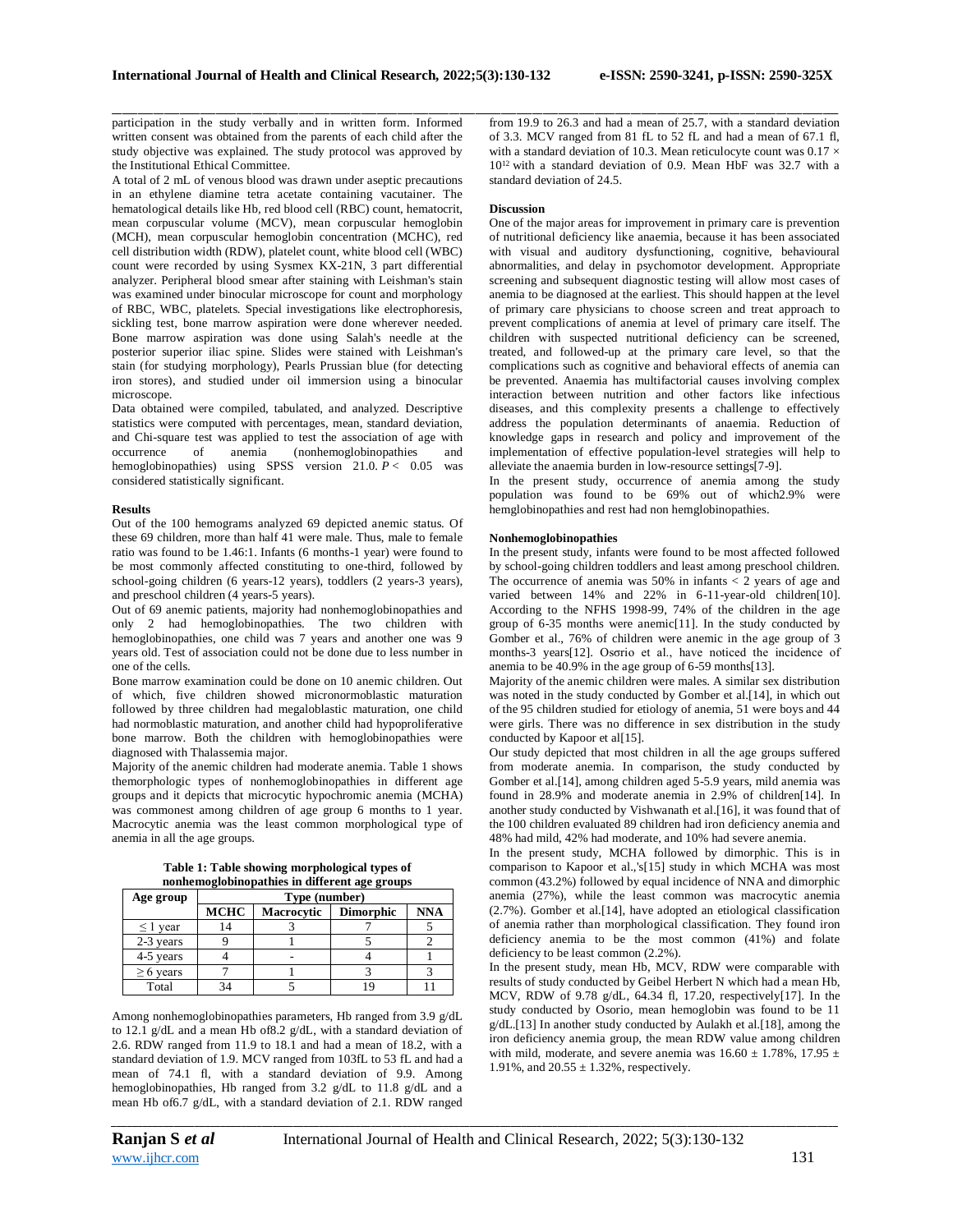participation in the study verbally and in written form. Informed written consent was obtained from the parents of each child after the study objective was explained. The study protocol was approved by the Institutional Ethical Committee.

A total of 2 mL of venous blood was drawn under aseptic precautions in an ethylene diamine tetra acetate containing vacutainer. The hematological details like Hb, red blood cell (RBC) count, hematocrit, mean corpuscular volume (MCV), mean corpuscular hemoglobin (MCH), mean corpuscular hemoglobin concentration (MCHC), red cell distribution width (RDW), platelet count, white blood cell (WBC) count were recorded by using Sysmex KX-21N, 3 part differential analyzer. Peripheral blood smear after staining with Leishman's stain was examined under binocular microscope for count and morphology of RBC, WBC, platelets. Special investigations like electrophoresis, sickling test, bone marrow aspiration were done wherever needed. Bone marrow aspiration was done using Salah's needle at the posterior superior iliac spine. Slides were stained with Leishman's stain (for studying morphology), Pearls Prussian blue (for detecting iron stores), and studied under oil immersion using a binocular microscope.

Data obtained were compiled, tabulated, and analyzed. Descriptive statistics were computed with percentages, mean, standard deviation, and Chi-square test was applied to test the association of age with occurrence of anemia (nonhemoglobinopathies and hemoglobinopathies) using SPSS version 21.0. $P < 0.05$ was considered statistically significant.

## Results

Out of the 100 hemograms analyzed 69 depicted anemic status. Of these 69 children, more than half 41 were male. Thus, male to female ratio was found to be 1.46:1. Infants (6 months-1 year) were found to be most commonly affected constituting to one-third, followed by school-going children (6 years-12 years), toddlers (2 years-3 years), and preschool children (4 years-5 years).

Out of 69 anemic patients, majority had nonhemoglobinopathies and only 2 had hemoglobinopathies. The two children with hemoglobinopathies, one child was 7 years and another one was 9 years old. Test of association could not be done due to less number in one of the cells.

Bone marrow examination could be done on 10 anemic children. Out of which, five children showed micronormoblastic maturation followed by three children had megaloblastic maturation, one child had normoblastic maturation, and another child had hypoproliferative bone marrow. Both the children with hemoglobinopathies were diagnosed with Thalassemia major.

Majority of the anemic children had moderate anemia. Table 1 shows themorphologic types of nonhemoglobinopathies in different age groups and it depicts that microcytic hypochromic anemia (MCHA) was commonest among children of age group 6 months to 1 year. Macrocytic anemia was the least common morphological type of anemia in all the age groups.

**Table 1: Table showing morphological types of nonhemoglobinopathies in different age groups**

| Age group | Type (number) | | | |
|---|---|---|---|---|
| | MCHC | Macrocytic | Dimorphic | NNA |
| ≤ 1 year | 14 | 3 | 7 | 5 |
| 2-3 years | 9 | 1 | 5 | 2 |
| 4-5 years | 4 | - | 4 | 1 |
| ≥ 6 years | 7 | 1 | 3 | 3 |
| Total | 34 | 5 | 19 | 11 |

Among nonhemoglobinopathies parameters, Hb ranged from 3.9 g/dL to 12.1 g/dL and a mean Hb of8.2 g/dL, with a standard deviation of 2.6. RDW ranged from 11.9 to 18.1 and had a mean of 18.2, with a standard deviation of 1.9. MCV ranged from 103fL to 53 fL and had a mean of 74.1 fl, with a standard deviation of 9.9. Among hemoglobinopathies, Hb ranged from 3.2 g/dL to 11.8 g/dL and a mean Hb of6.7 g/dL, with a standard deviation of 2.1. RDW ranged from 19.9 to 26.3 and had a mean of 25.7, with a standard deviation of 3.3. MCV ranged from 81 fL to 52 fL and had a mean of 67.1 fl, with a standard deviation of 10.3. Mean reticulocyte count was $0.17 \times 10^{12}$ with a standard deviation of 0.9. Mean HbF was 32.7 with a standard deviation of 24.5.

## Discussion

One of the major areas for improvement in primary care is prevention of nutritional deficiency like anaemia, because it has been associated with visual and auditory dysfunctioning, cognitive, behavioural abnormalities, and delay in psychomotor development. Appropriate screening and subsequent diagnostic testing will allow most cases of anemia to be diagnosed at the earliest. This should happen at the level of primary care physicians to choose screen and treat approach to prevent complications of anemia at level of primary care itself. The children with suspected nutritional deficiency can be screened, treated, and followed-up at the primary care level, so that the complications such as cognitive and behavioral effects of anemia can be prevented. Anaemia has multifactorial causes involving complex interaction between nutrition and other factors like infectious diseases, and this complexity presents a challenge to effectively address the population determinants of anaemia. Reduction of knowledge gaps in research and policy and improvement of the implementation of effective population-level strategies will help to alleviate the anaemia burden in low-resource settings[7-9].

In the present study, occurrence of anemia among the study population was found to be 69% out of which2.9% were hemglobinopathies and rest had non hemglobinopathies.

### Nonhemoglobinopathies

In the present study, infants were found to be most affected followed by school-going children toddlers and least among preschool children. The occurrence of anemia was 50% in infants < 2 years of age and varied between 14% and 22% in 6-11-year-old children[10]. According to the NFHS 1998-99, 74% of the children in the age group of 6-35 months were anemic[11]. In the study conducted by Gomber et al., 76% of children were anemic in the age group of 3 months-3 years[12]. Osorio et al., have noticed the incidence of anemia to be 40.9% in the age group of 6-59 months[13].

Majority of the anemic children were males. A similar sex distribution was noted in the study conducted by Gomber et al.[14], in which out of the 95 children studied for etiology of anemia, 51 were boys and 44 were girls. There was no difference in sex distribution in the study conducted by Kapoor et al[15].

Our study depicted that most children in all the age groups suffered from moderate anemia. In comparison, the study conducted by Gomber et al.[14], among children aged 5-5.9 years, mild anemia was found in 28.9% and moderate anemia in 2.9% of children[14]. In another study conducted by Vishwanath et al.[16], it was found that of the 100 children evaluated 89 children had iron deficiency anemia and 48% had mild, 42% had moderate, and 10% had severe anemia.

In the present study, MCHA followed by dimorphic. This is in comparison to Kapoor et al.,'s[15] study in which MCHA was most common (43.2%) followed by equal incidence of NNA and dimorphic anemia (27%), while the least common was macrocytic anemia (2.7%). Gomber et al.[14], have adopted an etiological classification of anemia rather than morphological classification. They found iron deficiency anemia to be the most common (41%) and folate deficiency to be least common (2.2%).

In the present study, mean Hb, MCV, RDW were comparable with results of study conducted by Geibel Herbert N which had a mean Hb, MCV, RDW of 9.78 g/dL, 64.34 fl, 17.20, respectively[17]. In the study conducted by Osorio, mean hemoglobin was found to be 11 g/dL.[13] In another study conducted by Aulakh et al.[18], among the iron deficiency anemia group, the mean RDW value among children with mild, moderate, and severe anemia was 16.60 ± 1.78%, 17.95 ± 1.91%, and 20.55 ± 1.32%, respectively.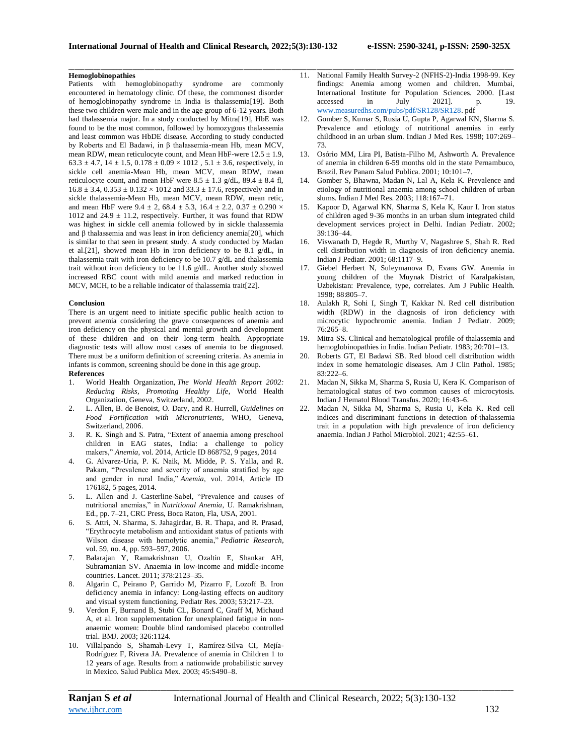**Hemoglobinopathies**

Patients with hemoglobinopathy syndrome are commonly encountered in hematology clinic. Of these, the commonest disorder of hemoglobinopathy syndrome in India is thalassemia[19]. Both these two children were male and in the age group of 6-12 years. Both had thalassemia major. In a study conducted by Mitra[19], HbE was found to be the most common, followed by homozygous thalassemia and least common was HbDE disease. According to study conducted by Roberts and El Badawi, in β thalassemia-mean Hb, mean MCV, mean RDW, mean reticulocyte count, and Mean HbF-were $12.5 \pm 1.9$, $63.3 \pm 4.7$, $14 \pm 1.5$, $0.178 \pm 0.09 \times 1012$ , $5.1 \pm 3.6$, respectively, in sickle cell anemia-Mean Hb, mean MCV, mean RDW, mean reticulocyte count, and mean HbF were $8.5 \pm 1.3$ g/dL, $89.4 \pm 8.4$ fl, $16.8 \pm 3.4$, $0.353 \pm 0.132 \times 1012$ and $33.3 \pm 17.6$, respectively and in sickle thalassemia-Mean Hb, mean MCV, mean RDW, mean retic, and mean HbF were $9.4 \pm 2$, $68.4 \pm 5.3$, $16.4 \pm 2.2$, $0.37 \pm 0.290 \times 1012$ and $24.9 \pm 11.2$, respectively. Further, it was found that RDW was highest in sickle cell anemia followed by in sickle thalassemia and β thalassemia and was least in iron deficiency anemia[20], which is similar to that seen in present study. A study conducted by Madan et al.[21], showed mean Hb in iron deficiency to be 8.1 g/dL, in thalassemia trait with iron deficiency to be 10.7 g/dL and thalassemia trait without iron deficiency to be 11.6 g/dL. Another study showed increased RBC count with mild anemia and marked reduction in MCV, MCH, to be a reliable indicator of thalassemia trait[22].

**Conclusion**

There is an urgent need to initiate specific public health action to prevent anemia considering the grave consequences of anemia and iron deficiency on the physical and mental growth and development of these children and on their long-term health. Appropriate diagnostic tests will allow most cases of anemia to be diagnosed. There must be a uniform definition of screening criteria. As anemia in infants is common, screening should be done in this age group.

**References**

1. World Health Organization, *The World Health Report 2002: Reducing Risks, Promoting Healthy Life*, World Health Organization, Geneva, Switzerland, 2002.
2. L. Allen, B. de Benoist, O. Dary, and R. Hurrell, *Guidelines on Food Fortification with Micronutrients*, WHO, Geneva, Switzerland, 2006.
3. R. K. Singh and S. Patra, "Extent of anaemia among preschool children in EAG states, India: a challenge to policy makers," *Anemia*, vol. 2014, Article ID 868752, 9 pages, 2014
4. G. Alvarez-Uria, P. K. Naik, M. Midde, P. S. Yalla, and R. Pakam, "Prevalence and severity of anaemia stratified by age and gender in rural India," *Anemia*, vol. 2014, Article ID 176182, 5 pages, 2014.
5. L. Allen and J. Casterline-Sabel, "Prevalence and causes of nutritional anemias," in *Nutritional Anemia*, U. Ramakrishnan, Ed., pp. 7–21, CRC Press, Boca Raton, Fla, USA, 2001.
6. S. Attri, N. Sharma, S. Jahagirdar, B. R. Thapa, and R. Prasad, "Erythrocyte metabolism and antioxidant status of patients with Wilson disease with hemolytic anemia," *Pediatric Research*, vol. 59, no. 4, pp. 593–597, 2006.
7. Balarajan Y, Ramakrishnan U, Ozaltin E, Shankar AH, Subramanian SV. Anaemia in low-income and middle-income countries. Lancet. 2011; 378:2123–35.
8. Algarin C, Peirano P, Garrido M, Pizarro F, Lozoff B. Iron deficiency anemia in infancy: Long-lasting effects on auditory and visual system functioning. Pediatr Res. 2003; 53:217–23.
9. Verdon F, Burnand B, Stubi CL, Bonard C, Graff M, Michaud A, et al. Iron supplementation for unexplained fatigue in non-anaemic women: Double blind randomised placebo controlled trial. BMJ. 2003; 326:1124.
10. Villalpando S, Shamah-Levy T, Ramírez-Silva CI, Mejía-Rodríguez F, Rivera JA. Prevalence of anemia in Children 1 to 12 years of age. Results from a nationwide probabilistic survey in Mexico. Salud Publica Mex. 2003; 45:S490–8.
11. National Family Health Survey-2 (NFHS-2)-India 1998-99. Key findings: Anemia among women and children. Mumbai, International Institute for Population Sciences. 2000. [Last accessed in July 2021]. p. 19. www.measuredhs.com/pubs/pdf/SR128/SR128. pdf
12. Gomber S, Kumar S, Rusia U, Gupta P, Agarwal KN, Sharma S. Prevalence and etiology of nutritional anemias in early childhood in an urban slum. Indian J Med Res. 1998; 107:269–73.
13. Osório MM, Lira PI, Batista-Filho M, Ashworth A. Prevalence of anemia in children 6-59 months old in the state Pernambuco, Brazil. Rev Panam Salud Publica. 2001; 10:101–7.
14. Gomber S, Bhawna, Madan N, Lal A, Kela K. Prevalence and etiology of nutritional anaemia among school children of urban slums. Indian J Med Res. 2003; 118:167–71.
15. Kapoor D, Agarwal KN, Sharma S, Kela K, Kaur I. Iron status of children aged 9-36 months in an urban slum integrated child development services project in Delhi. Indian Pediatr. 2002; 39:136–44.
16. Viswanath D, Hegde R, Murthy V, Nagashree S, Shah R. Red cell distribution width in diagnosis of iron deficiency anemia. Indian J Pediatr. 2001; 68:1117–9.
17. Giebel Herbert N, Suleymanova D, Evans GW. Anemia in young children of the Muynak District of Karalpakistan, Uzbekistan: Prevalence, type, correlates. Am J Public Health. 1998; 88:805–7.
18. Aulakh R, Sohi I, Singh T, Kakkar N. Red cell distribution width (RDW) in the diagnosis of iron deficiency with microcytic hypochromic anemia. Indian J Pediatr. 2009; 76:265–8.
19. Mitra SS. Clinical and hematological profile of thalassemia and hemoglobinopathies in India. Indian Pediatr. 1983; 20:701–13.
20. Roberts GT, El Badawi SB. Red blood cell distribution width index in some hematologic diseases. Am J Clin Pathol. 1985; 83:222–6.
21. Madan N, Sikka M, Sharma S, Rusia U, Kera K. Comparison of hematological status of two common causes of microcytosis. Indian J Hematol Blood Transfus. 2020; 16:43–6.
22. Madan N, Sikka M, Sharma S, Rusia U, Kela K. Red cell indices and discriminant functions in detection of-thalassemia trait in a population with high prevalence of iron deficiency anaemia. Indian J Pathol Microbiol. 2021; 42:55–61.